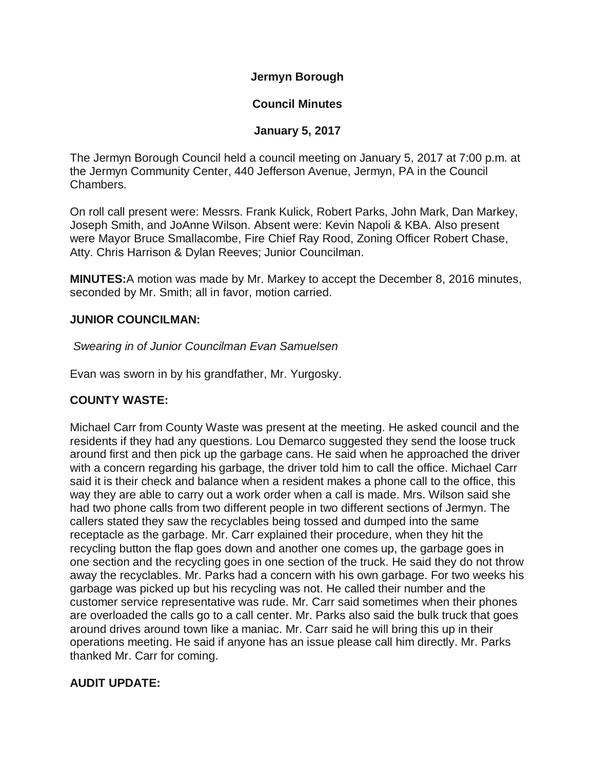**Jermyn Borough**

**Council Minutes**

**January 5, 2017**

The Jermyn Borough Council held a council meeting on January 5, 2017 at 7:00 p.m. at the Jermyn Community Center, 440 Jefferson Avenue, Jermyn, PA in the Council Chambers.

On roll call present were: Messrs. Frank Kulick, Robert Parks, John Mark, Dan Markey, Joseph Smith, and JoAnne Wilson. Absent were: Kevin Napoli & KBA. Also present were Mayor Bruce Smallacombe, Fire Chief Ray Rood, Zoning Officer Robert Chase, Atty. Chris Harrison & Dylan Reeves; Junior Councilman.

**MINUTES:**A motion was made by Mr. Markey to accept the December 8, 2016 minutes, seconded by Mr. Smith; all in favor, motion carried.

**JUNIOR COUNCILMAN:**

*Swearing in of Junior Councilman Evan Samuelsen*

Evan was sworn in by his grandfather, Mr. Yurgosky.

**COUNTY WASTE:**

Michael Carr from County Waste was present at the meeting. He asked council and the residents if they had any questions. Lou Demarco suggested they send the loose truck around first and then pick up the garbage cans. He said when he approached the driver with a concern regarding his garbage, the driver told him to call the office. Michael Carr said it is their check and balance when a resident makes a phone call to the office, this way they are able to carry out a work order when a call is made. Mrs. Wilson said she had two phone calls from two different people in two different sections of Jermyn. The callers stated they saw the recyclables being tossed and dumped into the same receptacle as the garbage. Mr. Carr explained their procedure, when they hit the recycling button the flap goes down and another one comes up, the garbage goes in one section and the recycling goes in one section of the truck. He said they do not throw away the recyclables. Mr. Parks had a concern with his own garbage. For two weeks his garbage was picked up but his recycling was not. He called their number and the customer service representative was rude. Mr. Carr said sometimes when their phones are overloaded the calls go to a call center. Mr. Parks also said the bulk truck that goes around drives around town like a maniac. Mr. Carr said he will bring this up in their operations meeting. He said if anyone has an issue please call him directly. Mr. Parks thanked Mr. Carr for coming.

**AUDIT UPDATE:**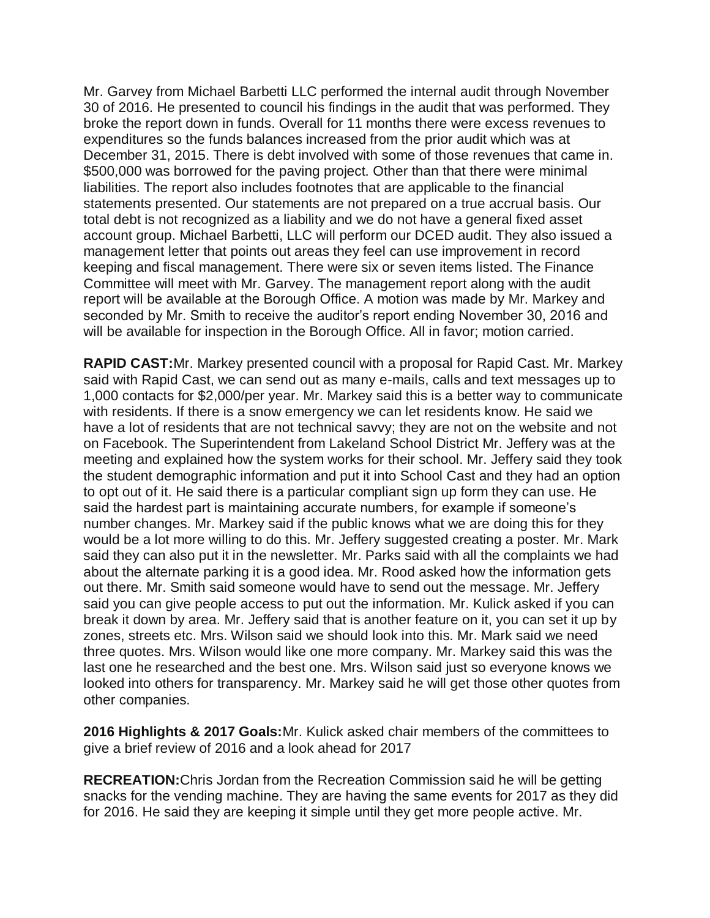Mr. Garvey from Michael Barbetti LLC performed the internal audit through November 30 of 2016. He presented to council his findings in the audit that was performed. They broke the report down in funds. Overall for 11 months there were excess revenues to expenditures so the funds balances increased from the prior audit which was at December 31, 2015. There is debt involved with some of those revenues that came in. $500,000 was borrowed for the paving project. Other than that there were minimal liabilities. The report also includes footnotes that are applicable to the financial statements presented. Our statements are not prepared on a true accrual basis. Our total debt is not recognized as a liability and we do not have a general fixed asset account group. Michael Barbetti, LLC will perform our DCED audit. They also issued a management letter that points out areas they feel can use improvement in record keeping and fiscal management. There were six or seven items listed. The Finance Committee will meet with Mr. Garvey. The management report along with the audit report will be available at the Borough Office. A motion was made by Mr. Markey and seconded by Mr. Smith to receive the auditor's report ending November 30, 2016 and will be available for inspection in the Borough Office. All in favor; motion carried.

**RAPID CAST:**Mr. Markey presented council with a proposal for Rapid Cast. Mr. Markey said with Rapid Cast, we can send out as many e-mails, calls and text messages up to 1,000 contacts for $2,000/per year. Mr. Markey said this is a better way to communicate with residents. If there is a snow emergency we can let residents know. He said we have a lot of residents that are not technical savvy; they are not on the website and not on Facebook. The Superintendent from Lakeland School District Mr. Jeffery was at the meeting and explained how the system works for their school. Mr. Jeffery said they took the student demographic information and put it into School Cast and they had an option to opt out of it. He said there is a particular compliant sign up form they can use. He said the hardest part is maintaining accurate numbers, for example if someone's number changes. Mr. Markey said if the public knows what we are doing this for they would be a lot more willing to do this. Mr. Jeffery suggested creating a poster. Mr. Mark said they can also put it in the newsletter. Mr. Parks said with all the complaints we had about the alternate parking it is a good idea. Mr. Rood asked how the information gets out there. Mr. Smith said someone would have to send out the message. Mr. Jeffery said you can give people access to put out the information. Mr. Kulick asked if you can break it down by area. Mr. Jeffery said that is another feature on it, you can set it up by zones, streets etc. Mrs. Wilson said we should look into this. Mr. Mark said we need three quotes. Mrs. Wilson would like one more company. Mr. Markey said this was the last one he researched and the best one. Mrs. Wilson said just so everyone knows we looked into others for transparency. Mr. Markey said he will get those other quotes from other companies.

**2016 Highlights & 2017 Goals:**Mr. Kulick asked chair members of the committees to give a brief review of 2016 and a look ahead for 2017

**RECREATION:**Chris Jordan from the Recreation Commission said he will be getting snacks for the vending machine. They are having the same events for 2017 as they did for 2016. He said they are keeping it simple until they get more people active. Mr.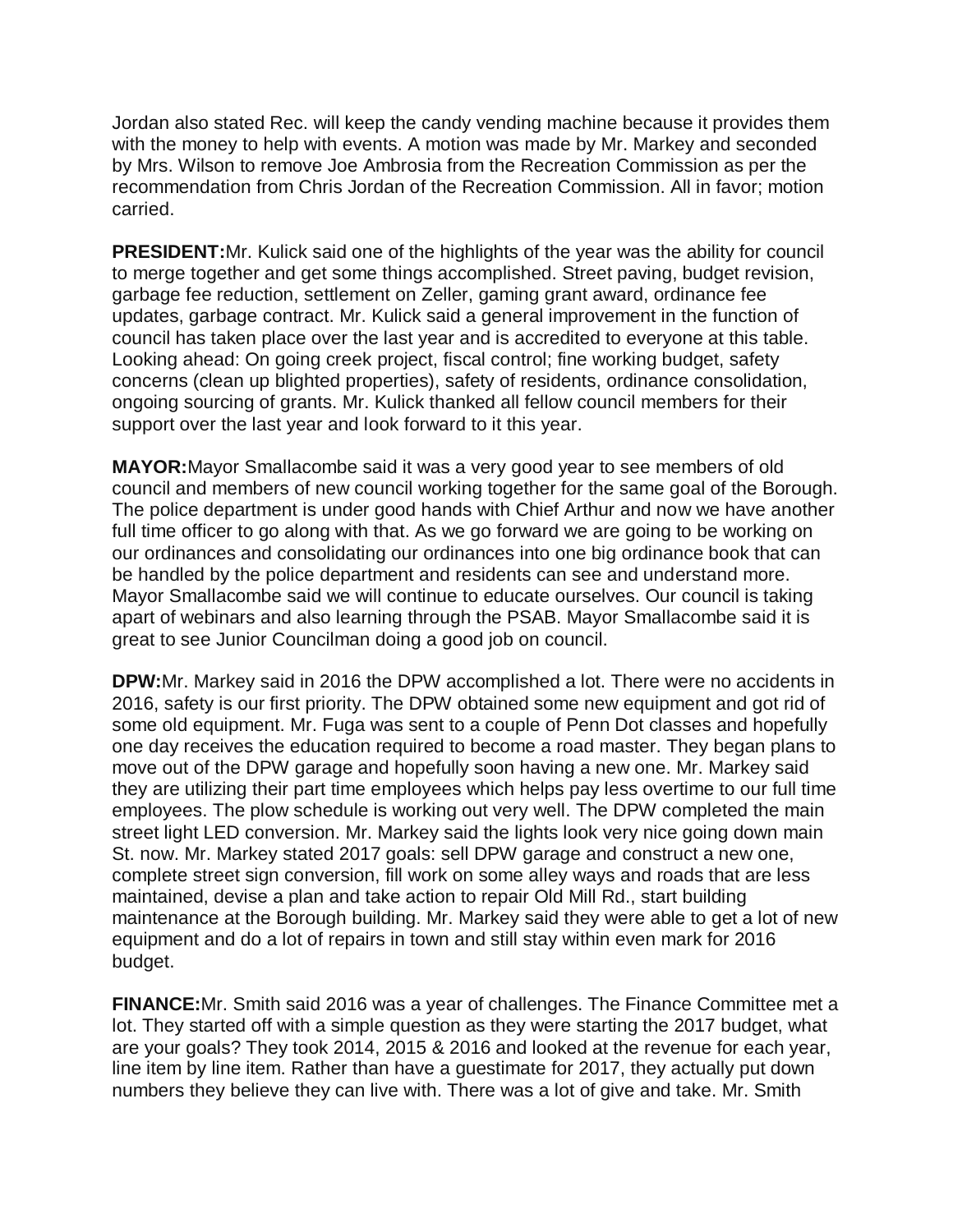Jordan also stated Rec. will keep the candy vending machine because it provides them with the money to help with events. A motion was made by Mr. Markey and seconded by Mrs. Wilson to remove Joe Ambrosia from the Recreation Commission as per the recommendation from Chris Jordan of the Recreation Commission. All in favor; motion carried.

**PRESIDENT:** Mr. Kulick said one of the highlights of the year was the ability for council to merge together and get some things accomplished. Street paving, budget revision, garbage fee reduction, settlement on Zeller, gaming grant award, ordinance fee updates, garbage contract. Mr. Kulick said a general improvement in the function of council has taken place over the last year and is accredited to everyone at this table. Looking ahead: On going creek project, fiscal control; fine working budget, safety concerns (clean up blighted properties), safety of residents, ordinance consolidation, ongoing sourcing of grants. Mr. Kulick thanked all fellow council members for their support over the last year and look forward to it this year.

**MAYOR:** Mayor Smallacombe said it was a very good year to see members of old council and members of new council working together for the same goal of the Borough. The police department is under good hands with Chief Arthur and now we have another full time officer to go along with that. As we go forward we are going to be working on our ordinances and consolidating our ordinances into one big ordinance book that can be handled by the police department and residents can see and understand more. Mayor Smallacombe said we will continue to educate ourselves. Our council is taking apart of webinars and also learning through the PSAB. Mayor Smallacombe said it is great to see Junior Councilman doing a good job on council.

**DPW:** Mr. Markey said in 2016 the DPW accomplished a lot. There were no accidents in 2016, safety is our first priority. The DPW obtained some new equipment and got rid of some old equipment. Mr. Fuga was sent to a couple of Penn Dot classes and hopefully one day receives the education required to become a road master. They began plans to move out of the DPW garage and hopefully soon having a new one. Mr. Markey said they are utilizing their part time employees which helps pay less overtime to our full time employees. The plow schedule is working out very well. The DPW completed the main street light LED conversion. Mr. Markey said the lights look very nice going down main St. now. Mr. Markey stated 2017 goals: sell DPW garage and construct a new one, complete street sign conversion, fill work on some alley ways and roads that are less maintained, devise a plan and take action to repair Old Mill Rd., start building maintenance at the Borough building. Mr. Markey said they were able to get a lot of new equipment and do a lot of repairs in town and still stay within even mark for 2016 budget.

**FINANCE:** Mr. Smith said 2016 was a year of challenges. The Finance Committee met a lot. They started off with a simple question as they were starting the 2017 budget, what are your goals? They took 2014, 2015 & 2016 and looked at the revenue for each year, line item by line item. Rather than have a guestimate for 2017, they actually put down numbers they believe they can live with. There was a lot of give and take. Mr. Smith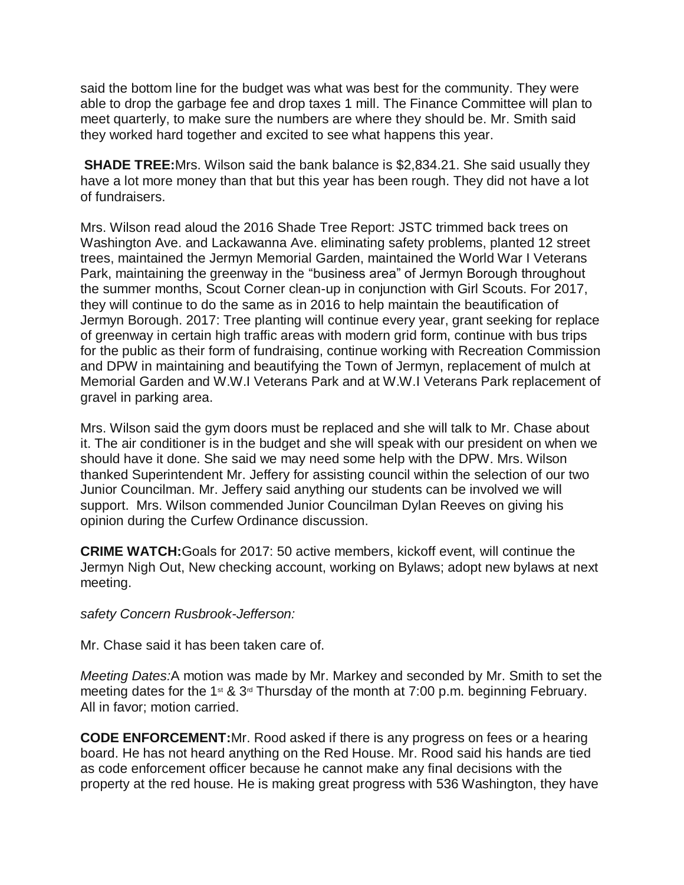said the bottom line for the budget was what was best for the community. They were able to drop the garbage fee and drop taxes 1 mill. The Finance Committee will plan to meet quarterly, to make sure the numbers are where they should be. Mr. Smith said they worked hard together and excited to see what happens this year.

**SHADE TREE:** Mrs. Wilson said the bank balance is $2,834.21. She said usually they have a lot more money than that but this year has been rough. They did not have a lot of fundraisers.

Mrs. Wilson read aloud the 2016 Shade Tree Report: JSTC trimmed back trees on Washington Ave. and Lackawanna Ave. eliminating safety problems, planted 12 street trees, maintained the Jermyn Memorial Garden, maintained the World War I Veterans Park, maintaining the greenway in the "business area" of Jermyn Borough throughout the summer months, Scout Corner clean-up in conjunction with Girl Scouts. For 2017, they will continue to do the same as in 2016 to help maintain the beautification of Jermyn Borough. 2017: Tree planting will continue every year, grant seeking for replace of greenway in certain high traffic areas with modern grid form, continue with bus trips for the public as their form of fundraising, continue working with Recreation Commission and DPW in maintaining and beautifying the Town of Jermyn, replacement of mulch at Memorial Garden and W.W.I Veterans Park and at W.W.I Veterans Park replacement of gravel in parking area.

Mrs. Wilson said the gym doors must be replaced and she will talk to Mr. Chase about it. The air conditioner is in the budget and she will speak with our president on when we should have it done. She said we may need some help with the DPW. Mrs. Wilson thanked Superintendent Mr. Jeffery for assisting council within the selection of our two Junior Councilman. Mr. Jeffery said anything our students can be involved we will support. Mrs. Wilson commended Junior Councilman Dylan Reeves on giving his opinion during the Curfew Ordinance discussion.

**CRIME WATCH:** Goals for 2017: 50 active members, kickoff event, will continue the Jermyn Nigh Out, New checking account, working on Bylaws; adopt new bylaws at next meeting.

*safety Concern Rusbrook-Jefferson:*

Mr. Chase said it has been taken care of.

*Meeting Dates:* A motion was made by Mr. Markey and seconded by Mr. Smith to set the meeting dates for the 1st & 3rd Thursday of the month at 7:00 p.m. beginning February. All in favor; motion carried.

**CODE ENFORCEMENT:** Mr. Rood asked if there is any progress on fees or a hearing board. He has not heard anything on the Red House. Mr. Rood said his hands are tied as code enforcement officer because he cannot make any final decisions with the property at the red house. He is making great progress with 536 Washington, they have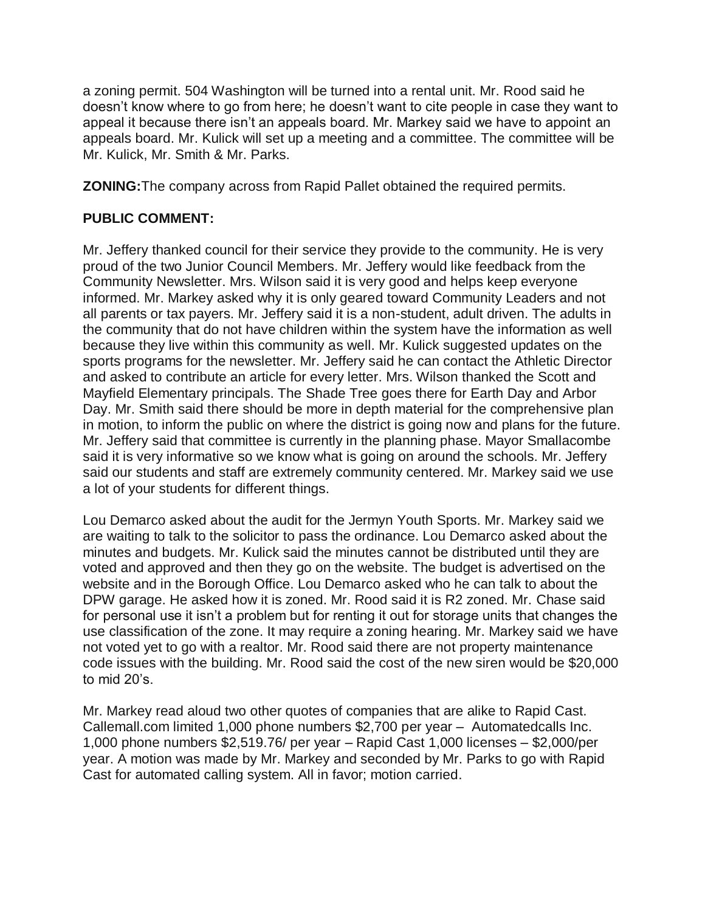a zoning permit. 504 Washington will be turned into a rental unit. Mr. Rood said he doesn't know where to go from here; he doesn't want to cite people in case they want to appeal it because there isn't an appeals board. Mr. Markey said we have to appoint an appeals board. Mr. Kulick will set up a meeting and a committee. The committee will be Mr. Kulick, Mr. Smith & Mr. Parks.

**ZONING:**The company across from Rapid Pallet obtained the required permits.

**PUBLIC COMMENT:**

Mr. Jeffery thanked council for their service they provide to the community. He is very proud of the two Junior Council Members. Mr. Jeffery would like feedback from the Community Newsletter. Mrs. Wilson said it is very good and helps keep everyone informed. Mr. Markey asked why it is only geared toward Community Leaders and not all parents or tax payers. Mr. Jeffery said it is a non-student, adult driven. The adults in the community that do not have children within the system have the information as well because they live within this community as well. Mr. Kulick suggested updates on the sports programs for the newsletter. Mr. Jeffery said he can contact the Athletic Director and asked to contribute an article for every letter. Mrs. Wilson thanked the Scott and Mayfield Elementary principals. The Shade Tree goes there for Earth Day and Arbor Day. Mr. Smith said there should be more in depth material for the comprehensive plan in motion, to inform the public on where the district is going now and plans for the future. Mr. Jeffery said that committee is currently in the planning phase. Mayor Smallacombe said it is very informative so we know what is going on around the schools. Mr. Jeffery said our students and staff are extremely community centered. Mr. Markey said we use a lot of your students for different things.

Lou Demarco asked about the audit for the Jermyn Youth Sports. Mr. Markey said we are waiting to talk to the solicitor to pass the ordinance. Lou Demarco asked about the minutes and budgets. Mr. Kulick said the minutes cannot be distributed until they are voted and approved and then they go on the website. The budget is advertised on the website and in the Borough Office. Lou Demarco asked who he can talk to about the DPW garage. He asked how it is zoned. Mr. Rood said it is R2 zoned. Mr. Chase said for personal use it isn't a problem but for renting it out for storage units that changes the use classification of the zone. It may require a zoning hearing. Mr. Markey said we have not voted yet to go with a realtor. Mr. Rood said there are not property maintenance code issues with the building. Mr. Rood said the cost of the new siren would be $20,000 to mid 20's.

Mr. Markey read aloud two other quotes of companies that are alike to Rapid Cast. Callemall.com limited 1,000 phone numbers $2,700 per year – Automatedcalls Inc. 1,000 phone numbers $2,519.76/ per year – Rapid Cast 1,000 licenses – $2,000/per year. A motion was made by Mr. Markey and seconded by Mr. Parks to go with Rapid Cast for automated calling system. All in favor; motion carried.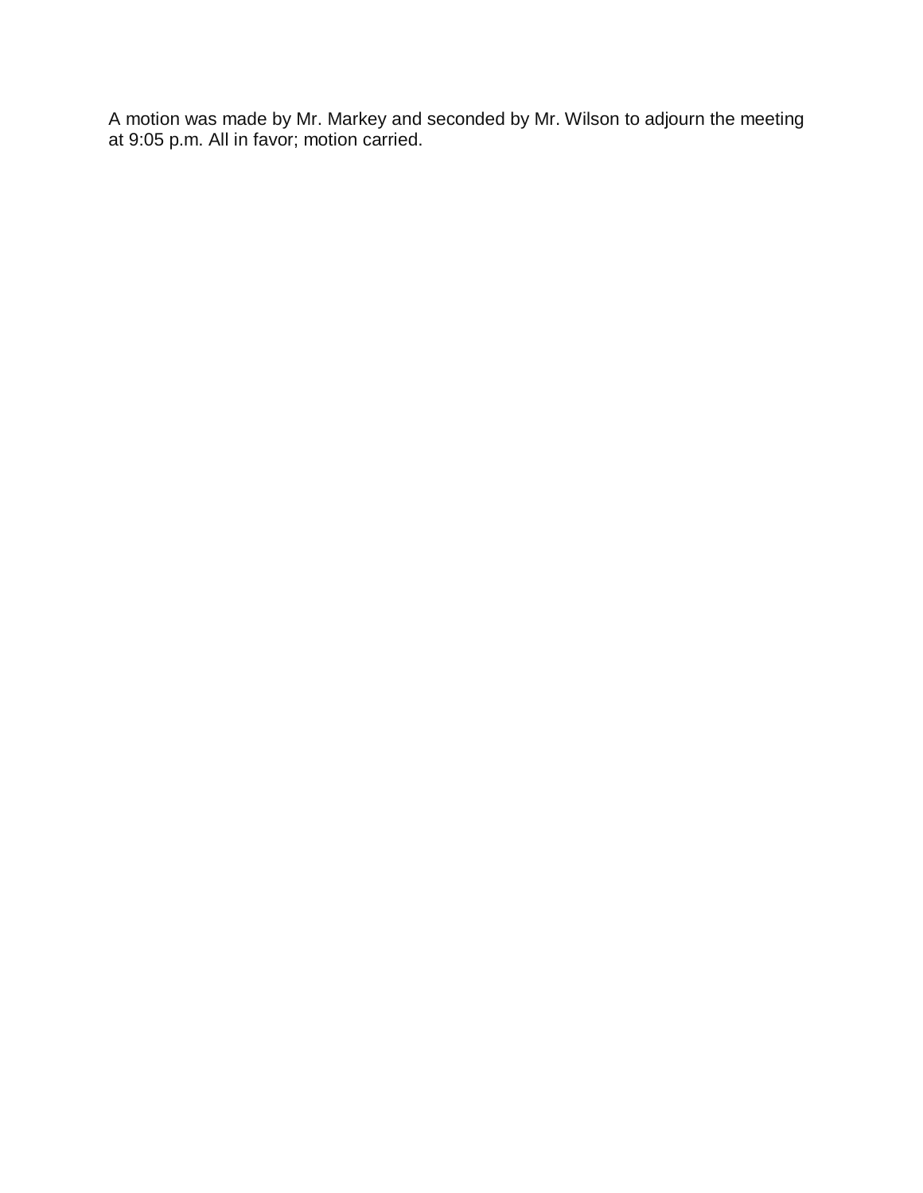A motion was made by Mr. Markey and seconded by Mr. Wilson to adjourn the meeting at 9:05 p.m. All in favor; motion carried.